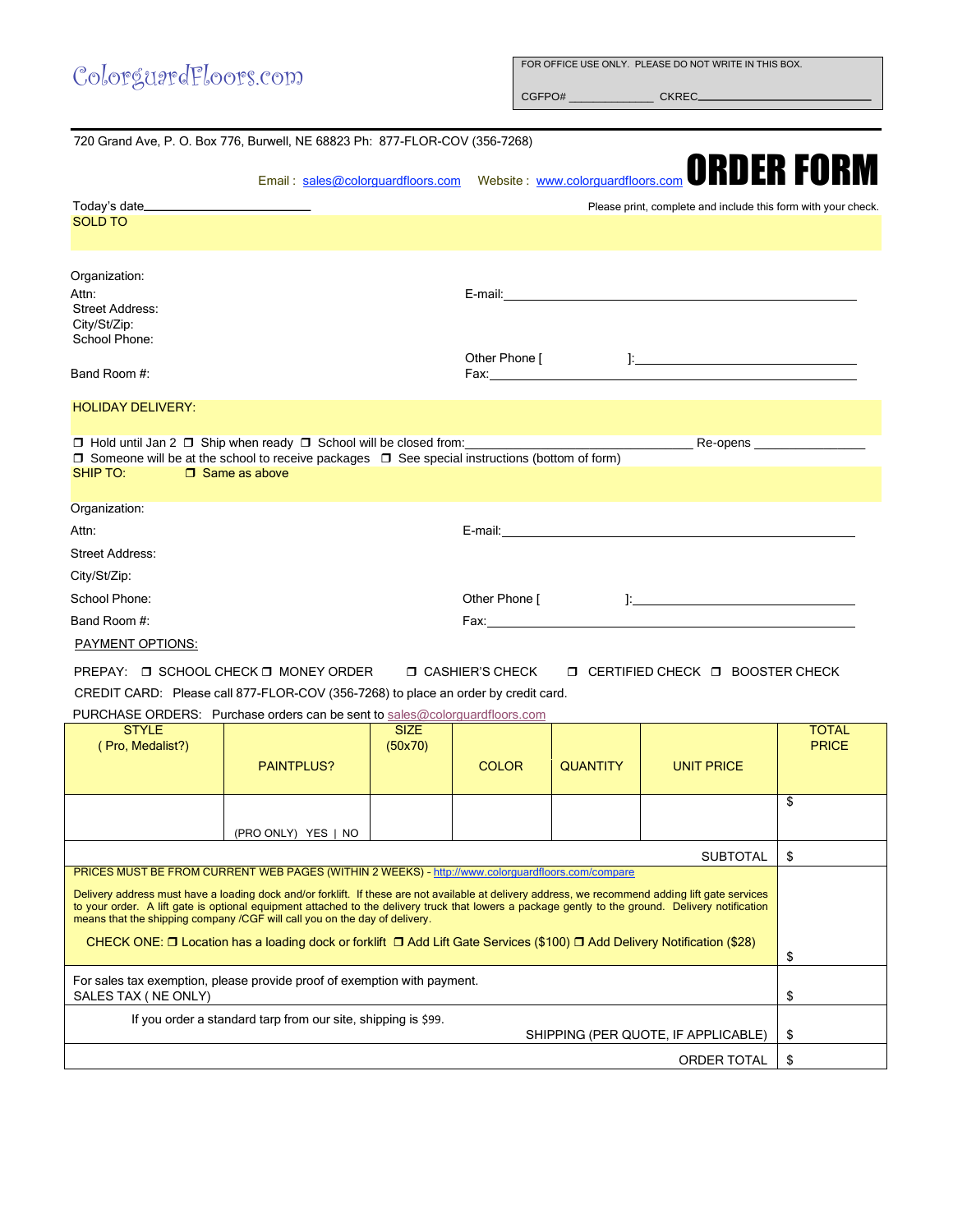ColorguardFloors.com

FOR OFFICE USE ONLY. PLEASE DO NOT WRITE IN THIS BOX.

CGFPO# ______________ CKREC______________________________

720 Grand Ave, P. O. Box 776, Burwell, NE 68823 Ph: 877-FLOR-COV (356-7268)

Email : sales@colorguardfloors.com Website : www.colorguardfloors.com

# ORDER FORM

Today's date________________________

Please print, complete and include this form with your check.

## SOLD TO

Organization:

Attn: E-mail:______________________________________________

Street Address:

City/St/Zip:

School Phone:

Other Phone [ ]:_______________________

Band Room #: Fax:______________________________________________

## HOLIDAY DELIVERY:

❒ Hold until Jan 2 ❒ Ship when ready ❒ School will be closed from:______________________________ Re-opens ______________

❒ Someone will be at the school to receive packages ❒ See special instructions (bottom of form)

## SHIP TO: ❒ Same as above

Organization:

Attn: E-mail:______________________________________________

Street Address:

City/St/Zip:

School Phone: Other Phone [ ]:_______________________

Band Room #: Fax:______________________________________________

## PAYMENT OPTIONS:

PREPAY: ❒ SCHOOL CHECK ❒ MONEY ORDER ❒ CASHIER'S CHECK ❒ CERTIFIED CHECK ❒ BOOSTER CHECK

CREDIT CARD: Please call 877-FLOR-COV (356-7268) to place an order by credit card.

PURCHASE ORDERS: Purchase orders can be sent to sales@colorguardfloors.com

| STYLE ( Pro, Medalist?) | PAINTPLUS? | SIZE (50x70) | COLOR | QUANTITY | UNIT PRICE | TOTAL PRICE |
|---|---|---|---|---|---|---|
| | (PRO ONLY) YES \| NO | | | | | $ |
| | | | | | SUBTOTAL | $ |
| PRICES MUST BE FROM CURRENT WEB PAGES (WITHIN 2 WEEKS) - http://www.colorguardfloors.com/compare<br>Delivery address must have a loading dock and/or forklift. If these are not available at delivery address, we recommend adding lift gate services to your order. A lift gate is optional equipment attached to the delivery truck that lowers a package gently to the ground. Delivery notification means that the shipping company /CGF will call you on the day of delivery.<br>CHECK ONE: ❒ Location has a loading dock or forklift ❒ Add Lift Gate Services ($100) ❒ Add Delivery Notification ($28) | | | | | | $ |
| For sales tax exemption, please provide proof of exemption with payment.<br>SALES TAX ( NE ONLY) | | | | | | $ |
| If you order a standard tarp from our site, shipping is $99. | | | | | SHIPPING (PER QUOTE, IF APPLICABLE) | $ |
| | | | | | ORDER TOTAL | $ |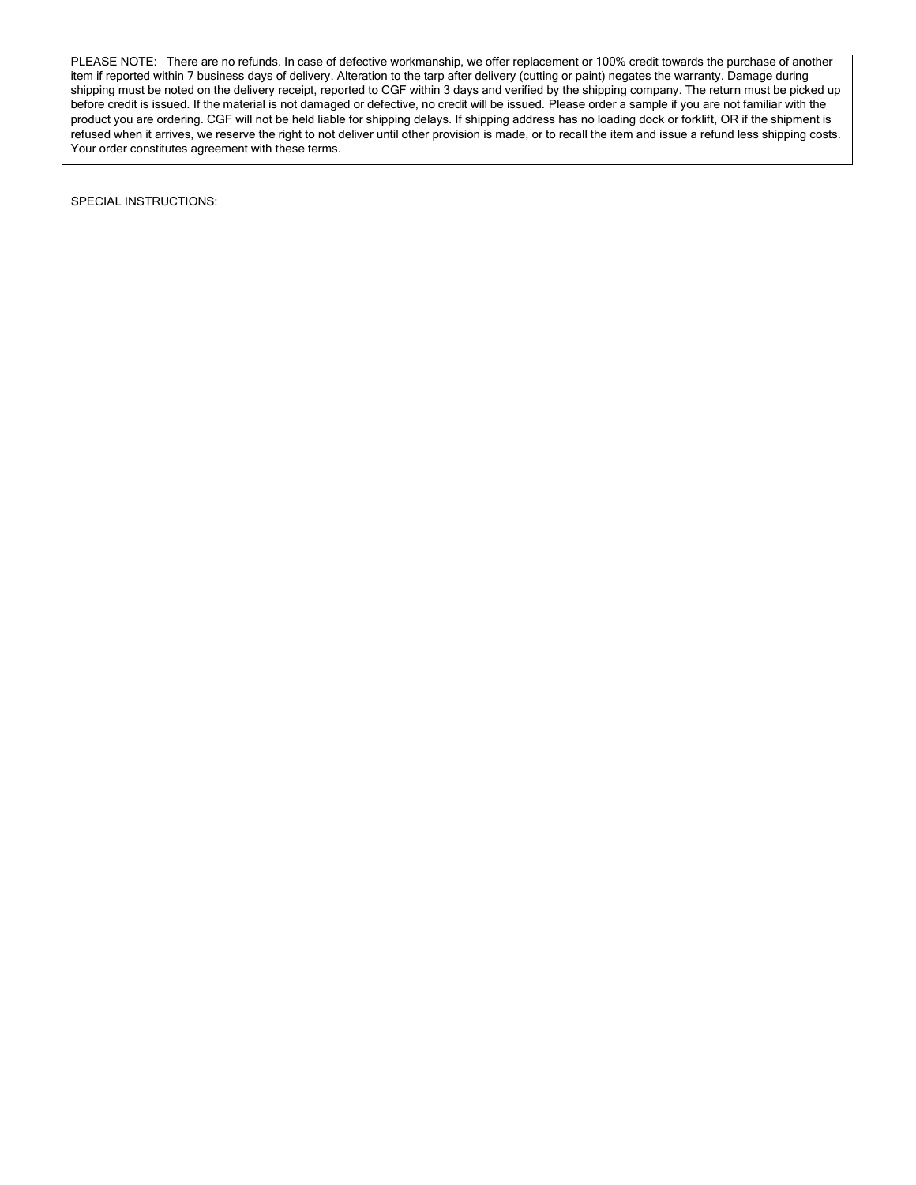PLEASE NOTE: There are no refunds. In case of defective workmanship, we offer replacement or 100% credit towards the purchase of another item if reported within 7 business days of delivery. Alteration to the tarp after delivery (cutting or paint) negates the warranty. Damage during shipping must be noted on the delivery receipt, reported to CGF within 3 days and verified by the shipping company. The return must be picked up before credit is issued. If the material is not damaged or defective, no credit will be issued. Please order a sample if you are not familiar with the product you are ordering. CGF will not be held liable for shipping delays. If shipping address has no loading dock or forklift, OR if the shipment is refused when it arrives, we reserve the right to not deliver until other provision is made, or to recall the item and issue a refund less shipping costs. Your order constitutes agreement with these terms.

SPECIAL INSTRUCTIONS: